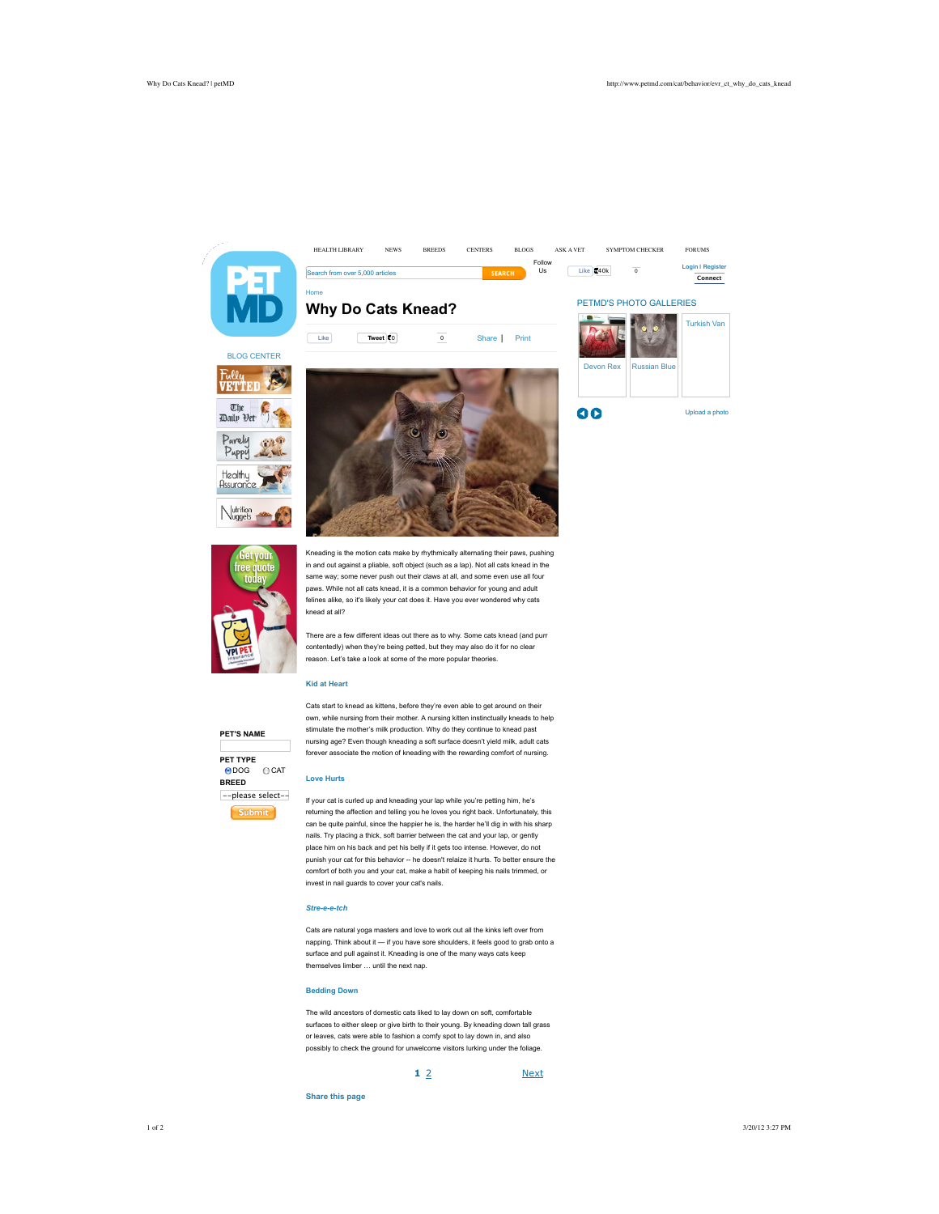Home

# Why Do Cats Knead?

Kneading is the motion cats make by rhythmically alternating their paws, pushing in and out against a pliable, soft object (such as a lap). Not all cats knead in the same way; some never push out their claws at all, and some even use all four paws. While not all cats knead, it is a common behavior for young and adult felines alike, so it's likely your cat does it. Have you ever wondered why cats knead at all?

There are a few different ideas out there as to why. Some cats knead (and purr contentedly) when they're being petted, but they may also do it for no clear reason. Let's take a look at some of the more popular theories.

### Kid at Heart

Cats start to knead as kittens, before they're even able to get around on their own, while nursing from their mother. A nursing kitten instinctually kneads to help stimulate the mother's milk production. Why do they continue to knead past nursing age? Even though kneading a soft surface doesn't yield milk, adult cats forever associate the motion of kneading with the rewarding comfort of nursing.

### Love Hurts

If your cat is curled up and kneading your lap while you're petting him, he's returning the affection and telling you he loves you right back. Unfortunately, this can be quite painful, since the happier he is, the harder he'll dig in with his sharp nails. Try placing a thick, soft barrier between the cat and your lap, or gently place him on his back and pet his belly if it gets too intense. However, do not punish your cat for this behavior -- he doesn't relaize it hurts. To better ensure the comfort of both you and your cat, make a habit of keeping his nails trimmed, or invest in nail guards to cover your cat's nails.

### *Stre-e-e-tch*

Cats are natural yoga masters and love to work out all the kinks left over from napping. Think about it — if you have sore shoulders, it feels good to grab onto a surface and pull against it. Kneading is one of the many ways cats keep themselves limber … until the next nap.

### Bedding Down

The wild ancestors of domestic cats liked to lay down on soft, comfortable surfaces to either sleep or give birth to their young. By kneading down tall grass or leaves, cats were able to fashion a comfy spot to lay down in, and also possibly to check the ground for unwelcome visitors lurking under the foliage.

1 2 Next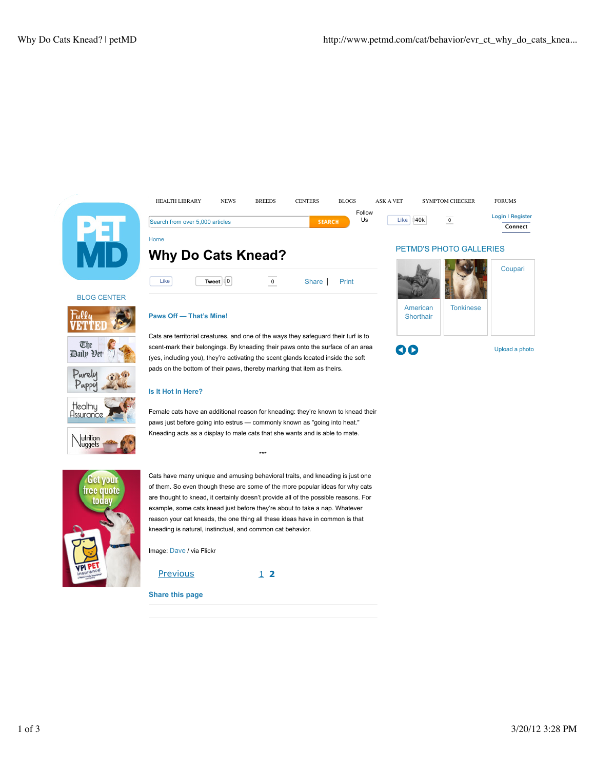Home

# Why Do Cats Knead?

### Paws Off — That's Mine!

Cats are territorial creatures, and one of the ways they safeguard their turf is to scent-mark their belongings. By kneading their paws onto the surface of an area (yes, including you), they're activating the scent glands located inside the soft pads on the bottom of their paws, thereby marking that item as theirs.

### Is It Hot In Here?

Female cats have an additional reason for kneading: they're known to knead their paws just before going into estrus — commonly known as "going into heat." Kneading acts as a display to male cats that she wants and is able to mate.

***

Cats have many unique and amusing behavioral traits, and kneading is just one of them. So even though these are some of the more popular ideas for why cats are thought to knead, it certainly doesn't provide all of the possible reasons. For example, some cats knead just before they're about to take a nap. Whatever reason your cat kneads, the one thing all these ideas have in common is that kneading is natural, instinctual, and common cat behavior.

Image: Dave / via Flickr

Previous 1 **2**

**Share this page**